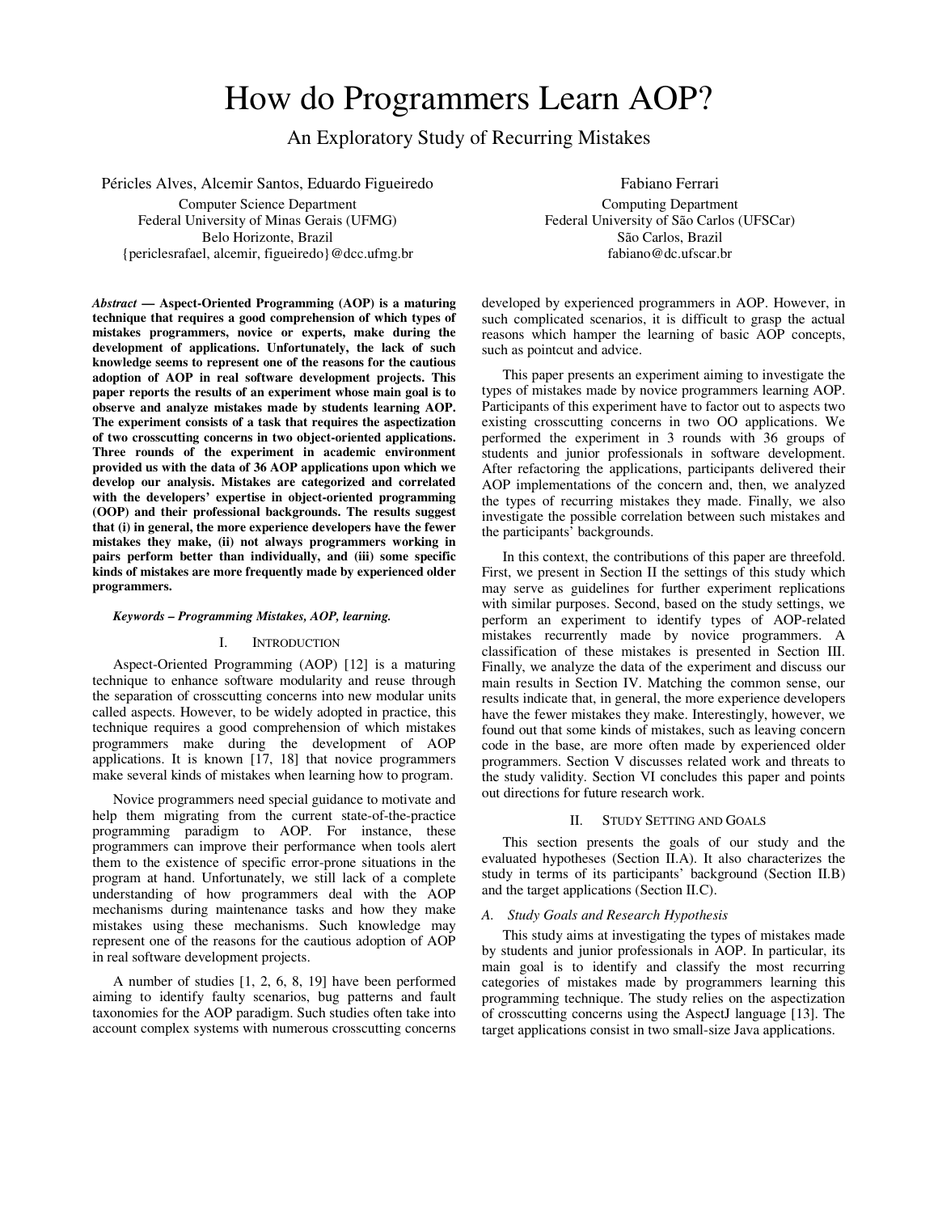# How do Programmers Learn AOP?

## An Exploratory Study of Recurring Mistakes

Péricles Alves, Alcemir Santos, Eduardo Figueiredo
Computer Science Department
Federal University of Minas Gerais (UFMG)
Belo Horizonte, Brazil
{periclesrafael, alcemir, figueiredo}@dcc.ufmg.br

Fabiano Ferrari
Computing Department
Federal University of São Carlos (UFSCar)
São Carlos, Brazil
fabiano@dc.ufscar.br

***Abstract* — Aspect-Oriented Programming (AOP) is a maturing technique that requires a good comprehension of which types of mistakes programmers, novice or experts, make during the development of applications. Unfortunately, the lack of such knowledge seems to represent one of the reasons for the cautious adoption of AOP in real software development projects. This paper reports the results of an experiment whose main goal is to observe and analyze mistakes made by students learning AOP. The experiment consists of a task that requires the aspectization of two crosscutting concerns in two object-oriented applications. Three rounds of the experiment in academic environment provided us with the data of 36 AOP applications upon which we develop our analysis. Mistakes are categorized and correlated with the developers' expertise in object-oriented programming (OOP) and their professional backgrounds. The results suggest that (i) in general, the more experience developers have the fewer mistakes they make, (ii) not always programmers working in pairs perform better than individually, and (iii) some specific kinds of mistakes are more frequently made by experienced older programmers.**

***Keywords – Programming Mistakes, AOP, learning.***

## I. Introduction

Aspect-Oriented Programming (AOP) [12] is a maturing technique to enhance software modularity and reuse through the separation of crosscutting concerns into new modular units called aspects. However, to be widely adopted in practice, this technique requires a good comprehension of which mistakes programmers make during the development of AOP applications. It is known [17, 18] that novice programmers make several kinds of mistakes when learning how to program.

Novice programmers need special guidance to motivate and help them migrating from the current state-of-the-practice programming paradigm to AOP. For instance, these programmers can improve their performance when tools alert them to the existence of specific error-prone situations in the program at hand. Unfortunately, we still lack of a complete understanding of how programmers deal with the AOP mechanisms during maintenance tasks and how they make mistakes using these mechanisms. Such knowledge may represent one of the reasons for the cautious adoption of AOP in real software development projects.

A number of studies [1, 2, 6, 8, 19] have been performed aiming to identify faulty scenarios, bug patterns and fault taxonomies for the AOP paradigm. Such studies often take into account complex systems with numerous crosscutting concerns developed by experienced programmers in AOP. However, in such complicated scenarios, it is difficult to grasp the actual reasons which hamper the learning of basic AOP concepts, such as pointcut and advice.

This paper presents an experiment aiming to investigate the types of mistakes made by novice programmers learning AOP. Participants of this experiment have to factor out to aspects two existing crosscutting concerns in two OO applications. We performed the experiment in 3 rounds with 36 groups of students and junior professionals in software development. After refactoring the applications, participants delivered their AOP implementations of the concern and, then, we analyzed the types of recurring mistakes they made. Finally, we also investigate the possible correlation between such mistakes and the participants' backgrounds.

In this context, the contributions of this paper are threefold. First, we present in Section II the settings of this study which may serve as guidelines for further experiment replications with similar purposes. Second, based on the study settings, we perform an experiment to identify types of AOP-related mistakes recurrently made by novice programmers. A classification of these mistakes is presented in Section III. Finally, we analyze the data of the experiment and discuss our main results in Section IV. Matching the common sense, our results indicate that, in general, the more experience developers have the fewer mistakes they make. Interestingly, however, we found out that some kinds of mistakes, such as leaving concern code in the base, are more often made by experienced older programmers. Section V discusses related work and threats to the study validity. Section VI concludes this paper and points out directions for future research work.

## II. Study Setting and Goals

This section presents the goals of our study and the evaluated hypotheses (Section II.A). It also characterizes the study in terms of its participants' background (Section II.B) and the target applications (Section II.C).

### *A. Study Goals and Research Hypothesis*

This study aims at investigating the types of mistakes made by students and junior professionals in AOP. In particular, its main goal is to identify and classify the most recurring categories of mistakes made by programmers learning this programming technique. The study relies on the aspectization of crosscutting concerns using the AspectJ language [13]. The target applications consist in two small-size Java applications.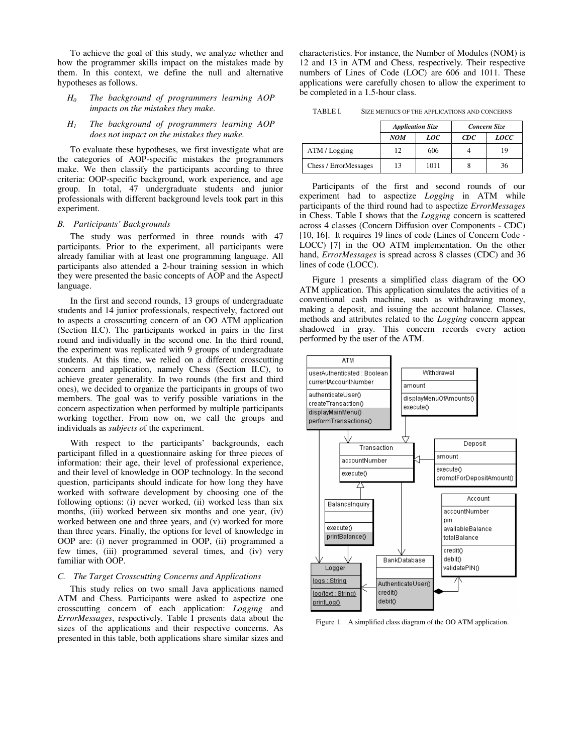To achieve the goal of this study, we analyze whether and how the programmer skills impact on the mistakes made by them. In this context, we define the null and alternative hypotheses as follows.

- $H_0$ *The background of programmers learning AOP impacts on the mistakes they make.*
- $H_1$ *The background of programmers learning AOP does not impact on the mistakes they make.*

To evaluate these hypotheses, we first investigate what are the categories of AOP-specific mistakes the programmers make. We then classify the participants according to three criteria: OOP-specific background, work experience, and age group. In total, 47 undergraduate students and junior professionals with different background levels took part in this experiment.

### B. Participants' Backgrounds

The study was performed in three rounds with 47 participants. Prior to the experiment, all participants were already familiar with at least one programming language. All participants also attended a 2-hour training session in which they were presented the basic concepts of AOP and the AspectJ language.

In the first and second rounds, 13 groups of undergraduate students and 14 junior professionals, respectively, factored out to aspects a crosscutting concern of an OO ATM application (Section II.C). The participants worked in pairs in the first round and individually in the second one. In the third round, the experiment was replicated with 9 groups of undergraduate students. At this time, we relied on a different crosscutting concern and application, namely Chess (Section II.C), to achieve greater generality. In two rounds (the first and third ones), we decided to organize the participants in groups of two members. The goal was to verify possible variations in the concern aspectization when performed by multiple participants working together. From now on, we call the groups and individuals as *subjects* of the experiment.

With respect to the participants' backgrounds, each participant filled in a questionnaire asking for three pieces of information: their age, their level of professional experience, and their level of knowledge in OOP technology. In the second question, participants should indicate for how long they have worked with software development by choosing one of the following options: (i) never worked, (ii) worked less than six months, (iii) worked between six months and one year, (iv) worked between one and three years, and (v) worked for more than three years. Finally, the options for level of knowledge in OOP are: (i) never programmed in OOP, (ii) programmed a few times, (iii) programmed several times, and (iv) very familiar with OOP.

### C. The Target Crosscutting Concerns and Applications

This study relies on two small Java applications named ATM and Chess. Participants were asked to aspectize one crosscutting concern of each application: *Logging* and *ErrorMessages*, respectively. Table I presents data about the sizes of the applications and their respective concerns. As presented in this table, both applications share similar sizes and characteristics. For instance, the Number of Modules (NOM) is 12 and 13 in ATM and Chess, respectively. Their respective numbers of Lines of Code (LOC) are 606 and 1011. These applications were carefully chosen to allow the experiment to be completed in a 1.5-hour class.

TABLE I. SIZE METRICS OF THE APPLICATIONS AND CONCERNS

| | ***Application Size*** | | ***Concern Size*** | |
|---|---|---|---|---|
| | ***NOM*** | ***LOC*** | ***CDC*** | ***LOCC*** |
| ATM / Logging | 12 | 606 | 4 | 19 |
| Chess / ErrorMessages | 13 | 1011 | 8 | 36 |

Participants of the first and second rounds of our experiment had to aspectize *Logging* in ATM while participants of the third round had to aspectize *ErrorMessages* in Chess. Table I shows that the *Logging* concern is scattered across 4 classes (Concern Diffusion over Components - CDC) [10, 16]. It requires 19 lines of code (Lines of Concern Code - LOCC) [7] in the OO ATM implementation. On the other hand, *ErrorMessages* is spread across 8 classes (CDC) and 36 lines of code (LOCC).

Figure 1 presents a simplified class diagram of the OO ATM application. This application simulates the activities of a conventional cash machine, such as withdrawing money, making a deposit, and issuing the account balance. Classes, methods and attributes related to the *Logging* concern appear shadowed in gray. This concern records every action performed by the user of the ATM.

Figure 1. A simplified class diagram of the OO ATM application.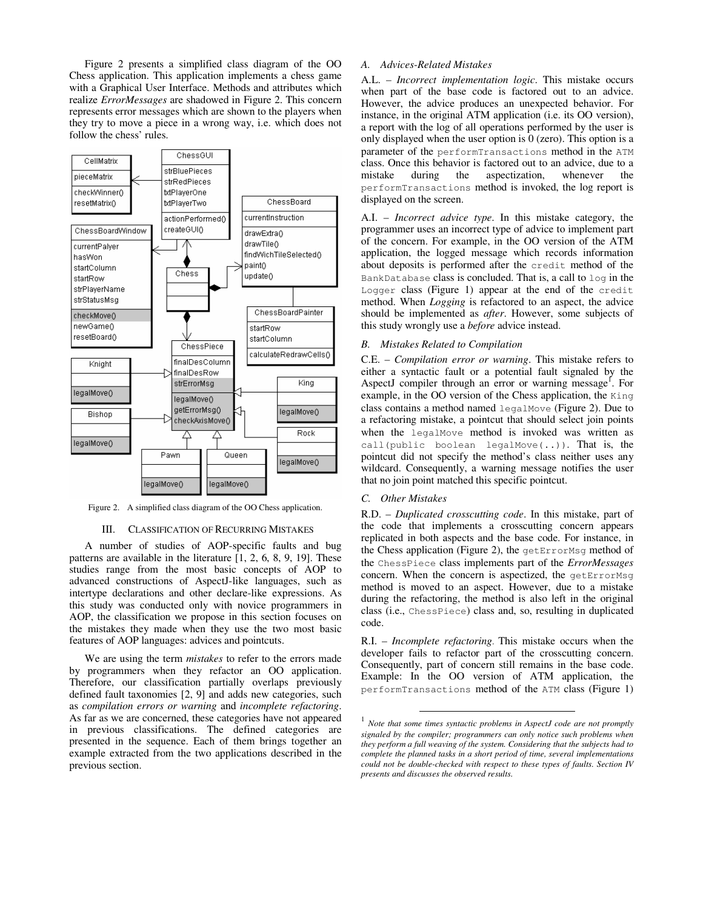Figure 2 presents a simplified class diagram of the OO Chess application. This application implements a chess game with a Graphical User Interface. Methods and attributes which realize *ErrorMessages* are shadowed in Figure 2. This concern represents error messages which are shown to the players when they try to move a piece in a wrong way, i.e. which does not follow the chess' rules.

Figure 2. A simplified class diagram of the OO Chess application.

## III. Classification of Recurring Mistakes

A number of studies of AOP-specific faults and bug patterns are available in the literature [1, 2, 6, 8, 9, 19]. These studies range from the most basic concepts of AOP to advanced constructions of AspectJ-like languages, such as intertype declarations and other declare-like expressions. As this study was conducted only with novice programmers in AOP, the classification we propose in this section focuses on the mistakes they made when they use the two most basic features of AOP languages: advices and pointcuts.

We are using the term *mistakes* to refer to the errors made by programmers when they refactor an OO application. Therefore, our classification partially overlaps previously defined fault taxonomies [2, 9] and adds new categories, such as *compilation errors or warning* and *incomplete refactoring*. As far as we are concerned, these categories have not appeared in previous classifications. The defined categories are presented in the sequence. Each of them brings together an example extracted from the two applications described in the previous section.

### A. Advices-Related Mistakes

A.L. – *Incorrect implementation logic*. This mistake occurs when part of the base code is factored out to an advice. However, the advice produces an unexpected behavior. For instance, in the original ATM application (i.e. its OO version), a report with the log of all operations performed by the user is only displayed when the user option is 0 (zero). This option is a parameter of the `performTransactions` method in the `ATM` class. Once this behavior is factored out to an advice, due to a mistake during the aspectization, whenever the `performTransactions` method is invoked, the log report is displayed on the screen.

A.I. – *Incorrect advice type*. In this mistake category, the programmer uses an incorrect type of advice to implement part of the concern. For example, in the OO version of the ATM application, the logged message which records information about deposits is performed after the `credit` method of the `BankDatabase` class is concluded. That is, a call to `log` in the `Logger` class (Figure 1) appear at the end of the `credit` method. When *Logging* is refactored to an aspect, the advice should be implemented as *after*. However, some subjects of this study wrongly use a *before* advice instead.

### B. Mistakes Related to Compilation

C.E. – *Compilation error or warning*. This mistake refers to either a syntactic fault or a potential fault signaled by the AspectJ compiler through an error or warning message[1]. For example, in the OO version of the Chess application, the `King` class contains a method named `legalMove` (Figure 2). Due to a refactoring mistake, a pointcut that should select join points when the `legalMove` method is invoked was written as `call(public boolean legalMove(..))`. That is, the pointcut did not specify the method's class neither uses any wildcard. Consequently, a warning message notifies the user that no join point matched this specific pointcut.

### C. Other Mistakes

R.D. – *Duplicated crosscutting code*. In this mistake, part of the code that implements a crosscutting concern appears replicated in both aspects and the base code. For instance, in the Chess application (Figure 2), the `getErrorMsg` method of the `ChessPiece` class implements part of the *ErrorMessages* concern. When the concern is aspectized, the `getErrorMsg` method is moved to an aspect. However, due to a mistake during the refactoring, the method is also left in the original class (i.e., `ChessPiece`) class and, so, resulting in duplicated code.

R.I. – *Incomplete refactoring*. This mistake occurs when the developer fails to refactor part of the crosscutting concern. Consequently, part of concern still remains in the base code. Example: In the OO version of ATM application, the `performTransactions` method of the `ATM` class (Figure 1)

---

[1] *Note that some times syntactic problems in AspectJ code are not promptly signaled by the compiler; programmers can only notice such problems when they perform a full weaving of the system. Considering that the subjects had to complete the planned tasks in a short period of time, several implementations could not be double-checked with respect to these types of faults. Section IV presents and discusses the observed results.*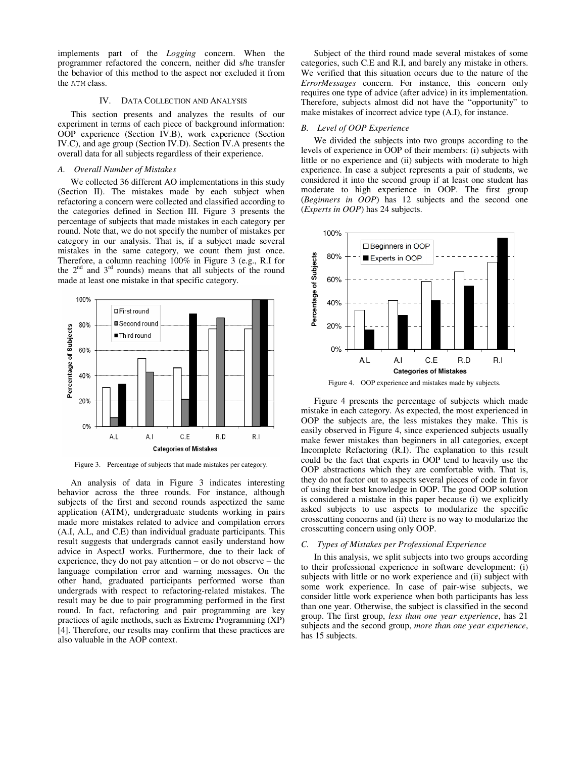implements part of the *Logging* concern. When the programmer refactored the concern, neither did s/he transfer the behavior of this method to the aspect nor excluded it from the ATM class.

## IV. Data Collection and Analysis

This section presents and analyzes the results of our experiment in terms of each piece of background information: OOP experience (Section IV.B), work experience (Section IV.C), and age group (Section IV.D). Section IV.A presents the overall data for all subjects regardless of their experience.

### A. Overall Number of Mistakes

We collected 36 different AO implementations in this study (Section II). The mistakes made by each subject when refactoring a concern were collected and classified according to the categories defined in Section III. Figure 3 presents the percentage of subjects that made mistakes in each category per round. Note that, we do not specify the number of mistakes per category in our analysis. That is, if a subject made several mistakes in the same category, we count them just once. Therefore, a column reaching 100% in Figure 3 (e.g., R.I for the 2nd and 3rd rounds) means that all subjects of the round made at least one mistake in that specific category.

Figure 3. Percentage of subjects that made mistakes per category.

An analysis of data in Figure 3 indicates interesting behavior across the three rounds. For instance, although subjects of the first and second rounds aspectized the same application (ATM), undergraduate students working in pairs made more mistakes related to advice and compilation errors (A.I, A.L, and C.E) than individual graduate participants. This result suggests that undergrads cannot easily understand how advice in AspectJ works. Furthermore, due to their lack of experience, they do not pay attention – or do not observe – the language compilation error and warning messages. On the other hand, graduated participants performed worse than undergrads with respect to refactoring-related mistakes. The result may be due to pair programming performed in the first round. In fact, refactoring and pair programming are key practices of agile methods, such as Extreme Programming (XP) [4]. Therefore, our results may confirm that these practices are also valuable in the AOP context.

Subject of the third round made several mistakes of some categories, such C.E and R.I, and barely any mistake in others. We verified that this situation occurs due to the nature of the *ErrorMessages* concern. For instance, this concern only requires one type of advice (after advice) in its implementation. Therefore, subjects almost did not have the "opportunity" to make mistakes of incorrect advice type (A.I), for instance.

### B. Level of OOP Experience

We divided the subjects into two groups according to the levels of experience in OOP of their members: (i) subjects with little or no experience and (ii) subjects with moderate to high experience. In case a subject represents a pair of students, we considered it into the second group if at least one student has moderate to high experience in OOP. The first group (*Beginners in OOP*) has 12 subjects and the second one (*Experts in OOP*) has 24 subjects.

Figure 4. OOP experience and mistakes made by subjects.

Figure 4 presents the percentage of subjects which made mistake in each category. As expected, the most experienced in OOP the subjects are, the less mistakes they make. This is easily observed in Figure 4, since experienced subjects usually make fewer mistakes than beginners in all categories, except Incomplete Refactoring (R.I). The explanation to this result could be the fact that experts in OOP tend to heavily use the OOP abstractions which they are comfortable with. That is, they do not factor out to aspects several pieces of code in favor of using their best knowledge in OOP. The good OOP solution is considered a mistake in this paper because (i) we explicitly asked subjects to use aspects to modularize the specific crosscutting concerns and (ii) there is no way to modularize the crosscutting concern using only OOP.

### C. Types of Mistakes per Professional Experience

In this analysis, we split subjects into two groups according to their professional experience in software development: (i) subjects with little or no work experience and (ii) subject with some work experience. In case of pair-wise subjects, we consider little work experience when both participants has less than one year. Otherwise, the subject is classified in the second group. The first group, *less than one year experience*, has 21 subjects and the second group, *more than one year experience*, has 15 subjects.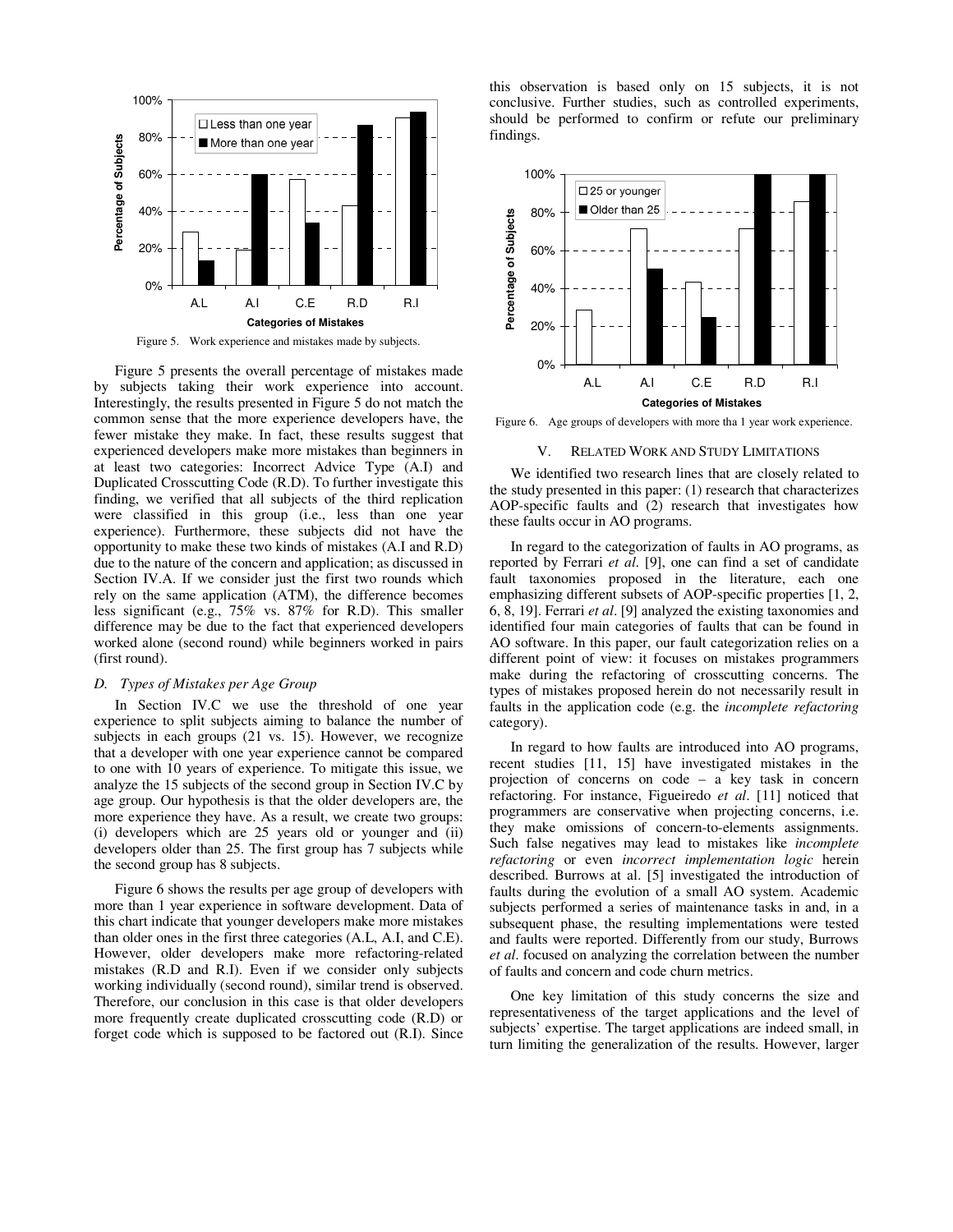Figure 5. Work experience and mistakes made by subjects.

Figure 5 presents the overall percentage of mistakes made by subjects taking their work experience into account. Interestingly, the results presented in Figure 5 do not match the common sense that the more experience developers have, the fewer mistake they make. In fact, these results suggest that experienced developers make more mistakes than beginners in at least two categories: Incorrect Advice Type (A.I) and Duplicated Crosscutting Code (R.D). To further investigate this finding, we verified that all subjects of the third replication were classified in this group (i.e., less than one year experience). Furthermore, these subjects did not have the opportunity to make these two kinds of mistakes (A.I and R.D) due to the nature of the concern and application; as discussed in Section IV.A. If we consider just the first two rounds which rely on the same application (ATM), the difference becomes less significant (e.g., 75% vs. 87% for R.D). This smaller difference may be due to the fact that experienced developers worked alone (second round) while beginners worked in pairs (first round).

### D. Types of Mistakes per Age Group

In Section IV.C we use the threshold of one year experience to split subjects aiming to balance the number of subjects in each groups (21 vs. 15). However, we recognize that a developer with one year experience cannot be compared to one with 10 years of experience. To mitigate this issue, we analyze the 15 subjects of the second group in Section IV.C by age group. Our hypothesis is that the older developers are, the more experience they have. As a result, we create two groups: (i) developers which are 25 years old or younger and (ii) developers older than 25. The first group has 7 subjects while the second group has 8 subjects.

Figure 6 shows the results per age group of developers with more than 1 year experience in software development. Data of this chart indicate that younger developers make more mistakes than older ones in the first three categories (A.L, A.I, and C.E). However, older developers make more refactoring-related mistakes (R.D and R.I). Even if we consider only subjects working individually (second round), similar trend is observed. Therefore, our conclusion in this case is that older developers more frequently create duplicated crosscutting code (R.D) or forget code which is supposed to be factored out (R.I). Since this observation is based only on 15 subjects, it is not conclusive. Further studies, such as controlled experiments, should be performed to confirm or refute our preliminary findings.

Figure 6. Age groups of developers with more tha 1 year work experience.

## V. Related Work and Study Limitations

We identified two research lines that are closely related to the study presented in this paper: (1) research that characterizes AOP-specific faults and (2) research that investigates how these faults occur in AO programs.

In regard to the categorization of faults in AO programs, as reported by Ferrari *et al.* [9], one can find a set of candidate fault taxonomies proposed in the literature, each one emphasizing different subsets of AOP-specific properties [1, 2, 6, 8, 19]. Ferrari *et al*. [9] analyzed the existing taxonomies and identified four main categories of faults that can be found in AO software. In this paper, our fault categorization relies on a different point of view: it focuses on mistakes programmers make during the refactoring of crosscutting concerns. The types of mistakes proposed herein do not necessarily result in faults in the application code (e.g. the *incomplete refactoring* category).

In regard to how faults are introduced into AO programs, recent studies [11, 15] have investigated mistakes in the projection of concerns on code – a key task in concern refactoring. For instance, Figueiredo *et al*. [11] noticed that programmers are conservative when projecting concerns, i.e. they make omissions of concern-to-elements assignments. Such false negatives may lead to mistakes like *incomplete refactoring* or even *incorrect implementation logic* herein described. Burrows at al. [5] investigated the introduction of faults during the evolution of a small AO system. Academic subjects performed a series of maintenance tasks in and, in a subsequent phase, the resulting implementations were tested and faults were reported. Differently from our study, Burrows *et al*. focused on analyzing the correlation between the number of faults and concern and code churn metrics.

One key limitation of this study concerns the size and representativeness of the target applications and the level of subjects' expertise. The target applications are indeed small, in turn limiting the generalization of the results. However, larger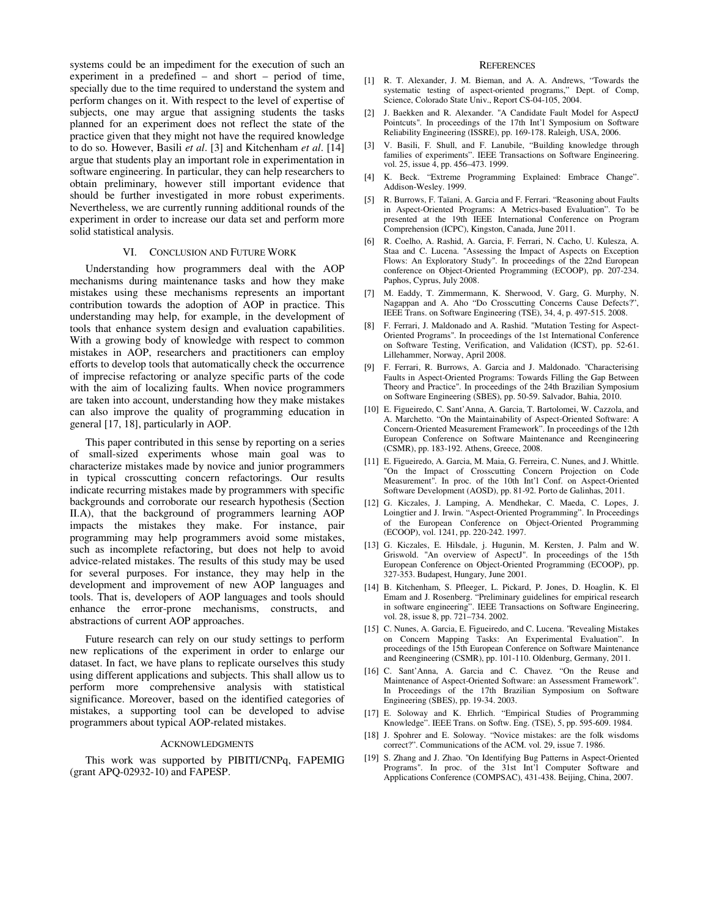systems could be an impediment for the execution of such an experiment in a predefined – and short – period of time, specially due to the time required to understand the system and perform changes on it. With respect to the level of expertise of subjects, one may argue that assigning students the tasks planned for an experiment does not reflect the state of the practice given that they might not have the required knowledge to do so. However, Basili *et al*. [3] and Kitchenham *et al*. [14] argue that students play an important role in experimentation in software engineering. In particular, they can help researchers to obtain preliminary, however still important evidence that should be further investigated in more robust experiments. Nevertheless, we are currently running additional rounds of the experiment in order to increase our data set and perform more solid statistical analysis.

## VI. Conclusion and Future Work

Understanding how programmers deal with the AOP mechanisms during maintenance tasks and how they make mistakes using these mechanisms represents an important contribution towards the adoption of AOP in practice. This understanding may help, for example, in the development of tools that enhance system design and evaluation capabilities. With a growing body of knowledge with respect to common mistakes in AOP, researchers and practitioners can employ efforts to develop tools that automatically check the occurrence of imprecise refactoring or analyze specific parts of the code with the aim of localizing faults. When novice programmers are taken into account, understanding how they make mistakes can also improve the quality of programming education in general [17, 18], particularly in AOP.

This paper contributed in this sense by reporting on a series of small-sized experiments whose main goal was to characterize mistakes made by novice and junior programmers in typical crosscutting concern refactorings. Our results indicate recurring mistakes made by programmers with specific backgrounds and corroborate our research hypothesis (Section II.A), that the background of programmers learning AOP impacts the mistakes they make. For instance, pair programming may help programmers avoid some mistakes, such as incomplete refactoring, but does not help to avoid advice-related mistakes. The results of this study may be used for several purposes. For instance, they may help in the development and improvement of new AOP languages and tools. That is, developers of AOP languages and tools should enhance the error-prone mechanisms, constructs, and abstractions of current AOP approaches.

Future research can rely on our study settings to perform new replications of the experiment in order to enlarge our dataset. In fact, we have plans to replicate ourselves this study using different applications and subjects. This shall allow us to perform more comprehensive analysis with statistical significance. Moreover, based on the identified categories of mistakes, a supporting tool can be developed to advise programmers about typical AOP-related mistakes.

## Acknowledgments

This work was supported by PIBITI/CNPq, FAPEMIG (grant APQ-02932-10) and FAPESP.

## References

[1] R. T. Alexander, J. M. Bieman, and A. A. Andrews, "Towards the systematic testing of aspect-oriented programs," Dept. of Comp, Science, Colorado State Univ., Report CS-04-105, 2004.

[2] J. Baekken and R. Alexander. "A Candidate Fault Model for AspectJ Pointcuts". In proceedings of the 17th Int'l Symposium on Software Reliability Engineering (ISSRE), pp. 169-178. Raleigh, USA, 2006.

[3] V. Basili, F. Shull, and F. Lanubile, "Building knowledge through families of experiments". IEEE Transactions on Software Engineering. vol. 25, issue 4, pp. 456–473. 1999.

[4] K. Beck. "Extreme Programming Explained: Embrace Change". Addison-Wesley. 1999.

[5] R. Burrows, F. Taïani, A. Garcia and F. Ferrari. "Reasoning about Faults in Aspect-Oriented Programs: A Metrics-based Evaluation". To be presented at the 19th IEEE International Conference on Program Comprehension (ICPC), Kingston, Canada, June 2011.

[6] R. Coelho, A. Rashid, A. Garcia, F. Ferrari, N. Cacho, U. Kulesza, A. Staa and C. Lucena. "Assessing the Impact of Aspects on Exception Flows: An Exploratory Study". In proceedings of the 22nd European conference on Object-Oriented Programming (ECOOP), pp. 207-234. Paphos, Cyprus, July 2008.

[7] M. Eaddy, T. Zimmermann, K. Sherwood, V. Garg, G. Murphy, N. Nagappan and A. Aho "Do Crosscutting Concerns Cause Defects?", IEEE Trans. on Software Engineering (TSE), 34, 4, p. 497-515. 2008.

[8] F. Ferrari, J. Maldonado and A. Rashid. "Mutation Testing for Aspect-Oriented Programs". In proceedings of the 1st International Conference on Software Testing, Verification, and Validation (ICST), pp. 52-61. Lillehammer, Norway, April 2008.

[9] F. Ferrari, R. Burrows, A. Garcia and J. Maldonado. "Characterising Faults in Aspect-Oriented Programs: Towards Filling the Gap Between Theory and Practice". In proceedings of the 24th Brazilian Symposium on Software Engineering (SBES), pp. 50-59. Salvador, Bahia, 2010.

[10] E. Figueiredo, C. Sant'Anna, A. Garcia, T. Bartolomei, W. Cazzola, and A. Marchetto. "On the Maintainability of Aspect-Oriented Software: A Concern-Oriented Measurement Framework". In proceedings of the 12th European Conference on Software Maintenance and Reengineering (CSMR), pp. 183-192. Athens, Greece, 2008.

[11] E. Figueiredo, A. Garcia, M. Maia, G. Ferreira, C. Nunes, and J. Whittle. "On the Impact of Crosscutting Concern Projection on Code Measurement". In proc. of the 10th Int'l Conf. on Aspect-Oriented Software Development (AOSD), pp. 81-92. Porto de Galinhas, 2011.

[12] G. Kiczales, J. Lamping, A. Mendhekar, C. Maeda, C. Lopes, J. Loingtier and J. Irwin. "Aspect-Oriented Programming". In Proceedings of the European Conference on Object-Oriented Programming (ECOOP), vol. 1241, pp. 220-242. 1997.

[13] G. Kiczales, E. Hilsdale, j. Hugunin, M. Kersten, J. Palm and W. Griswold. "An overview of AspectJ". In proceedings of the 15th European Conference on Object-Oriented Programming (ECOOP), pp. 327-353. Budapest, Hungary, June 2001.

[14] B. Kitchenham, S. Pfleeger, L. Pickard, P. Jones, D. Hoaglin, K. El Emam and J. Rosenberg. "Preliminary guidelines for empirical research in software engineering". IEEE Transactions on Software Engineering, vol. 28, issue 8, pp. 721–734. 2002.

[15] C. Nunes, A. Garcia, E. Figueiredo, and C. Lucena. "Revealing Mistakes on Concern Mapping Tasks: An Experimental Evaluation". In proceedings of the 15th European Conference on Software Maintenance and Reengineering (CSMR), pp. 101-110. Oldenburg, Germany, 2011.

[16] C. Sant'Anna, A. Garcia and C. Chavez. "On the Reuse and Maintenance of Aspect-Oriented Software: an Assessment Framework". In Proceedings of the 17th Brazilian Symposium on Software Engineering (SBES), pp. 19-34. 2003.

[17] E. Soloway and K. Ehrlich. "Empirical Studies of Programming Knowledge". IEEE Trans. on Softw. Eng. (TSE), 5, pp. 595-609. 1984.

[18] J. Spohrer and E. Soloway. "Novice mistakes: are the folk wisdoms correct?". Communications of the ACM. vol. 29, issue 7. 1986.

[19] S. Zhang and J. Zhao. "On Identifying Bug Patterns in Aspect-Oriented Programs". In proc. of the 31st Int'l Computer Software and Applications Conference (COMPSAC), 431-438. Beijing, China, 2007.